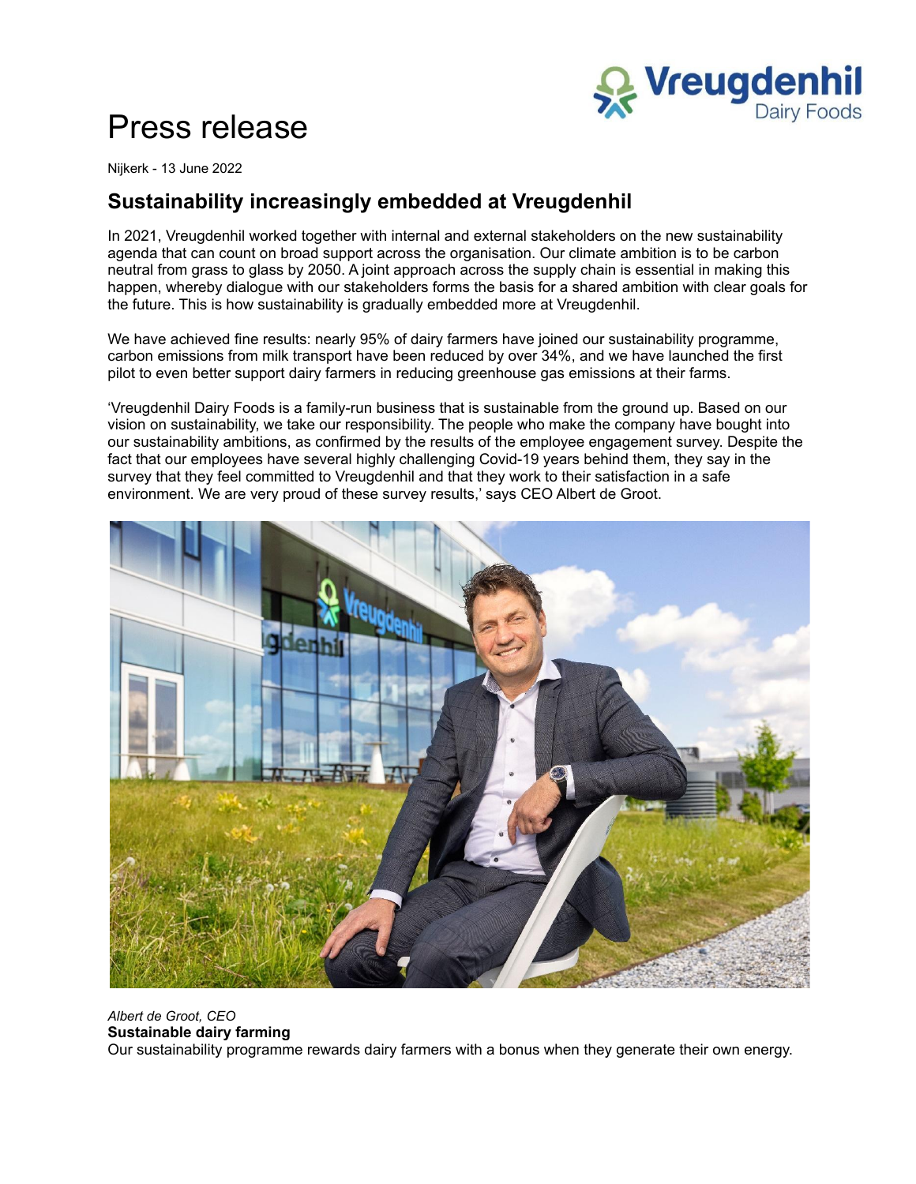# Press release

Nijkerk - 13 June 2022

## Sustainability increasingly embedded at Vreugdenhil

In 2021, Vreugdenhil worked together with internal and external stakeholders on the new sustainability agenda that can count on broad support across the organisation. Our climate ambition is to be carbon neutral from grass to glass by 2050. A joint approach across the supply chain is essential in making this happen, whereby dialogue with our stakeholders forms the basis for a shared ambition with clear goals for the future. This is how sustainability is gradually embedded more at Vreugdenhil.

We have achieved fine results: nearly 95% of dairy farmers have joined our sustainability programme, carbon emissions from milk transport have been reduced by over 34%, and we have launched the first pilot to even better support dairy farmers in reducing greenhouse gas emissions at their farms.

'Vreugdenhil Dairy Foods is a family-run business that is sustainable from the ground up. Based on our vision on sustainability, we take our responsibility. The people who make the company have bought into our sustainability ambitions, as confirmed by the results of the employee engagement survey. Despite the fact that our employees have several highly challenging Covid-19 years behind them, they say in the survey that they feel committed to Vreugdenhil and that they work to their satisfaction in a safe environment. We are very proud of these survey results,' says CEO Albert de Groot.

*Albert de Groot, CEO*

**Sustainable dairy farming**

Our sustainability programme rewards dairy farmers with a bonus when they generate their own energy.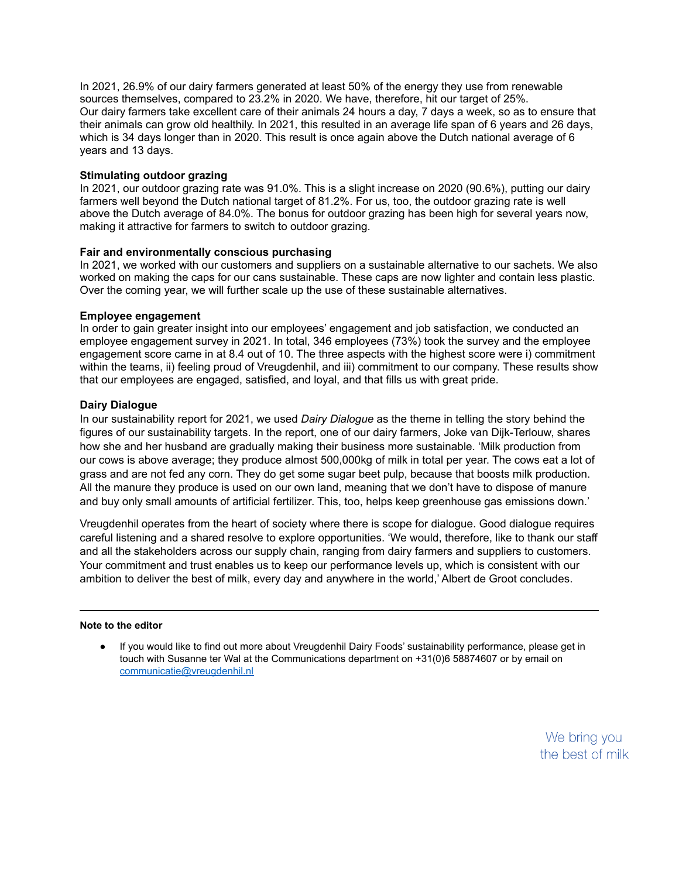In 2021, 26.9% of our dairy farmers generated at least 50% of the energy they use from renewable sources themselves, compared to 23.2% in 2020. We have, therefore, hit our target of 25%. Our dairy farmers take excellent care of their animals 24 hours a day, 7 days a week, so as to ensure that their animals can grow old healthily. In 2021, this resulted in an average life span of 6 years and 26 days, which is 34 days longer than in 2020. This result is once again above the Dutch national average of 6 years and 13 days.

**Stimulating outdoor grazing**

In 2021, our outdoor grazing rate was 91.0%. This is a slight increase on 2020 (90.6%), putting our dairy farmers well beyond the Dutch national target of 81.2%. For us, too, the outdoor grazing rate is well above the Dutch average of 84.0%. The bonus for outdoor grazing has been high for several years now, making it attractive for farmers to switch to outdoor grazing.

**Fair and environmentally conscious purchasing**

In 2021, we worked with our customers and suppliers on a sustainable alternative to our sachets. We also worked on making the caps for our cans sustainable. These caps are now lighter and contain less plastic. Over the coming year, we will further scale up the use of these sustainable alternatives.

**Employee engagement**

In order to gain greater insight into our employees' engagement and job satisfaction, we conducted an employee engagement survey in 2021. In total, 346 employees (73%) took the survey and the employee engagement score came in at 8.4 out of 10. The three aspects with the highest score were i) commitment within the teams, ii) feeling proud of Vreugdenhil, and iii) commitment to our company. These results show that our employees are engaged, satisfied, and loyal, and that fills us with great pride.

**Dairy Dialogue**

In our sustainability report for 2021, we used *Dairy Dialogue* as the theme in telling the story behind the figures of our sustainability targets. In the report, one of our dairy farmers, Joke van Dijk-Terlouw, shares how she and her husband are gradually making their business more sustainable. 'Milk production from our cows is above average; they produce almost 500,000kg of milk in total per year. The cows eat a lot of grass and are not fed any corn. They do get some sugar beet pulp, because that boosts milk production. All the manure they produce is used on our own land, meaning that we don't have to dispose of manure and buy only small amounts of artificial fertilizer. This, too, helps keep greenhouse gas emissions down.'

Vreugdenhil operates from the heart of society where there is scope for dialogue. Good dialogue requires careful listening and a shared resolve to explore opportunities. 'We would, therefore, like to thank our staff and all the stakeholders across our supply chain, ranging from dairy farmers and suppliers to customers. Your commitment and trust enables us to keep our performance levels up, which is consistent with our ambition to deliver the best of milk, every day and anywhere in the world,' Albert de Groot concludes.

---

**Note to the editor**

- If you would like to find out more about Vreugdenhil Dairy Foods' sustainability performance, please get in touch with Susanne ter Wal at the Communications department on +31(0)6 58874607 or by email on communicatie@vreugdenhil.nl

We bring you the best of milk